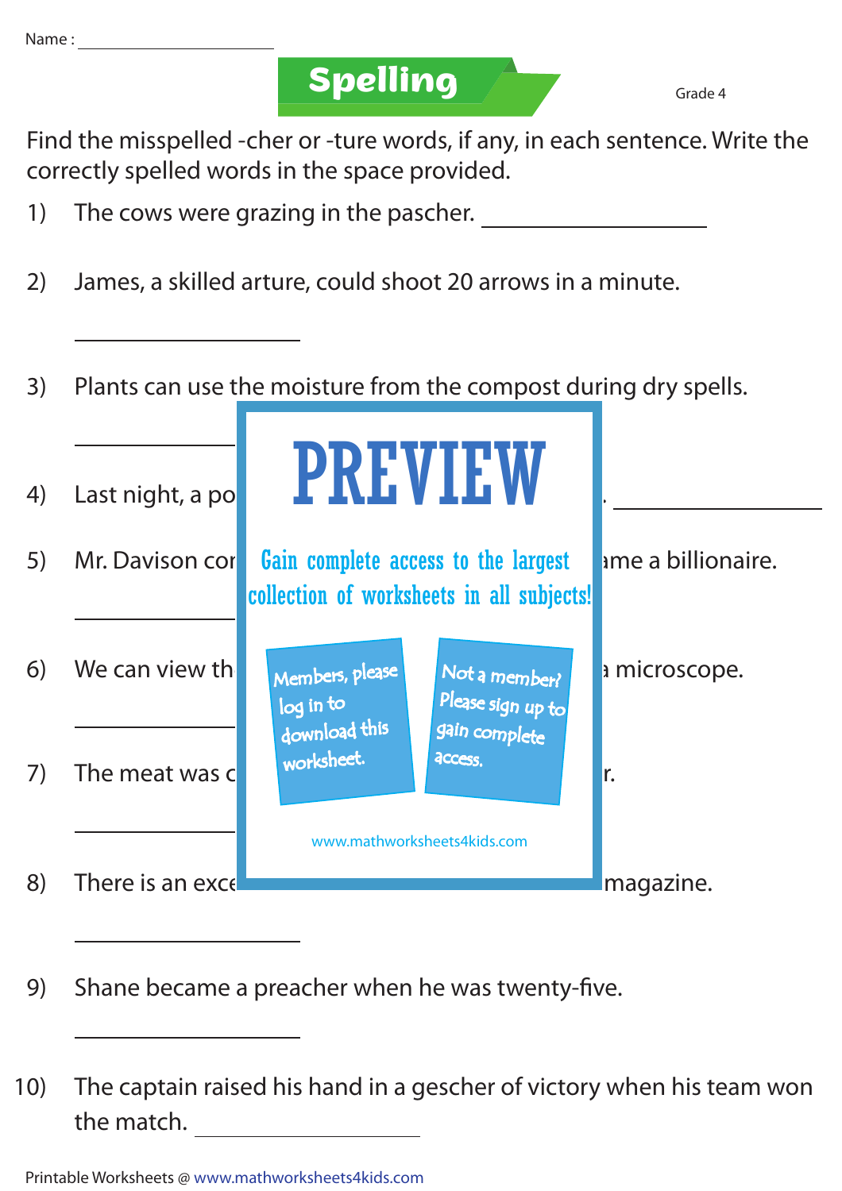Name : ____________________

# Spelling

Grade 4

Find the misspelled -cher or -ture words, if any, in each sentence. Write the correctly spelled words in the space provided.

1) The cows were grazing in the pascher. ____________________

2) James, a skilled arture, could shoot 20 arrows in a minute.

____________________

3) Plants can use the moisture from the compost during dry spells.

____________________

4) Last night, a po . ____________________

5) Mr. Davison cor ame a billionaire.

____________________

6) We can view th a microscope.

____________________

7) The meat was c r.

____________________

8) There is an exce magazine.

____________________

9) Shane became a preacher when he was twenty-five.

____________________

10) The captain raised his hand in a gescher of victory when his team won the match. ____________________

PREVIEW

Gain complete access to the largest collection of worksheets in all subjects!

Members, please log in to download this worksheet.

Not a member? Please sign up to gain complete access.

www.mathworksheets4kids.com

Printable Worksheets @ www.mathworksheets4kids.com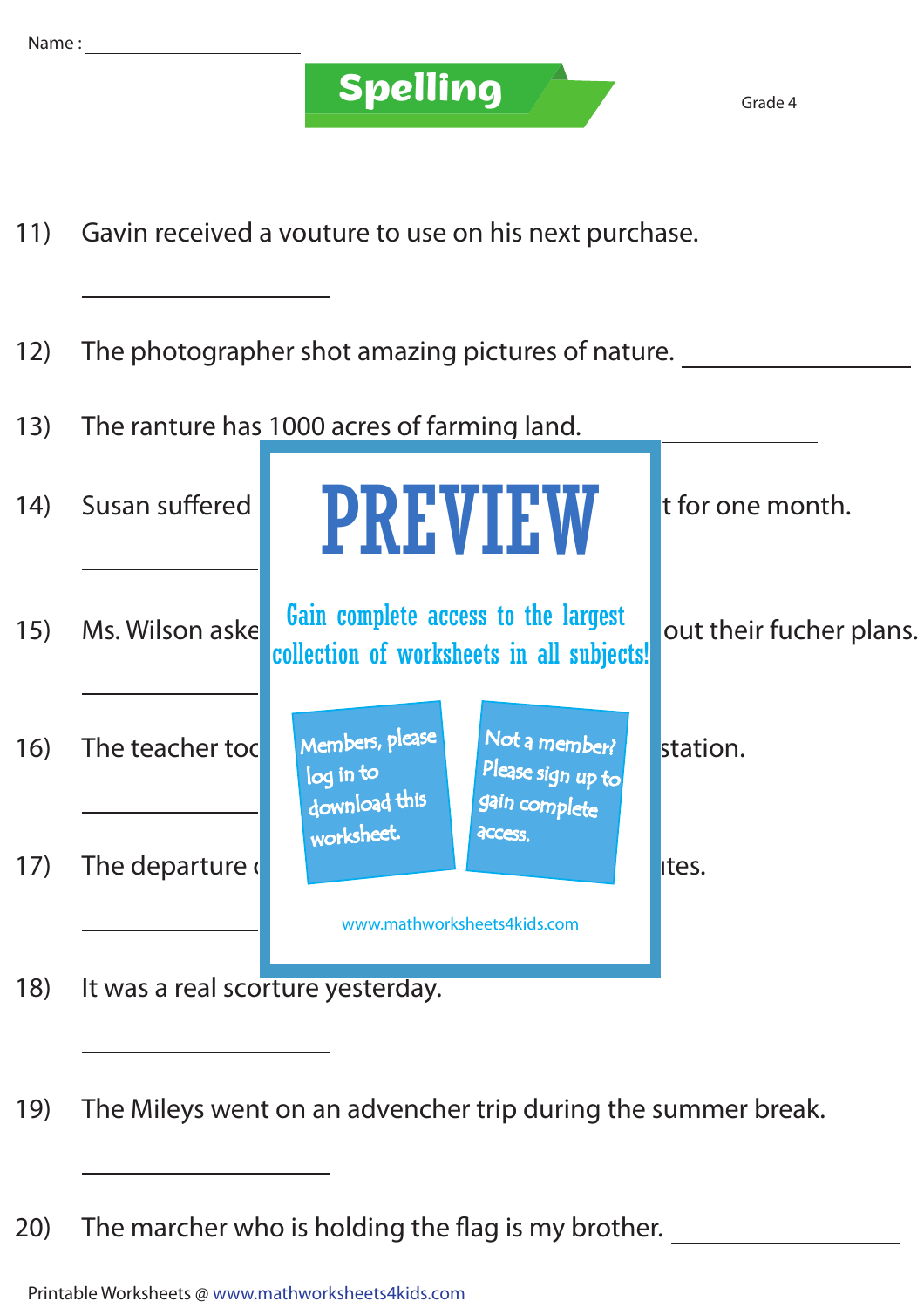Name : ____________________

# Spelling

Grade 4

11) Gavin received a vouture to use on his next purchase.

____________________

12) The photographer shot amazing pictures of nature. ____________________

13) The ranture has 1000 acres of farming land. ____________________

14) Susan suffered t for one month.

____________________

15) Ms. Wilson aske out their fucher plans.

____________________

16) The teacher toc station.

____________________

17) The departure ites.

____________________

PREVIEW

Gain complete access to the largest collection of worksheets in all subjects!

Members, please log in to download this worksheet.

Not a member? Please sign up to gain complete access.

www.mathworksheets4kids.com

18) It was a real scorture yesterday.

____________________

19) The Mileys went on an advencher trip during the summer break.

____________________

20) The marcher who is holding the flag is my brother. ____________________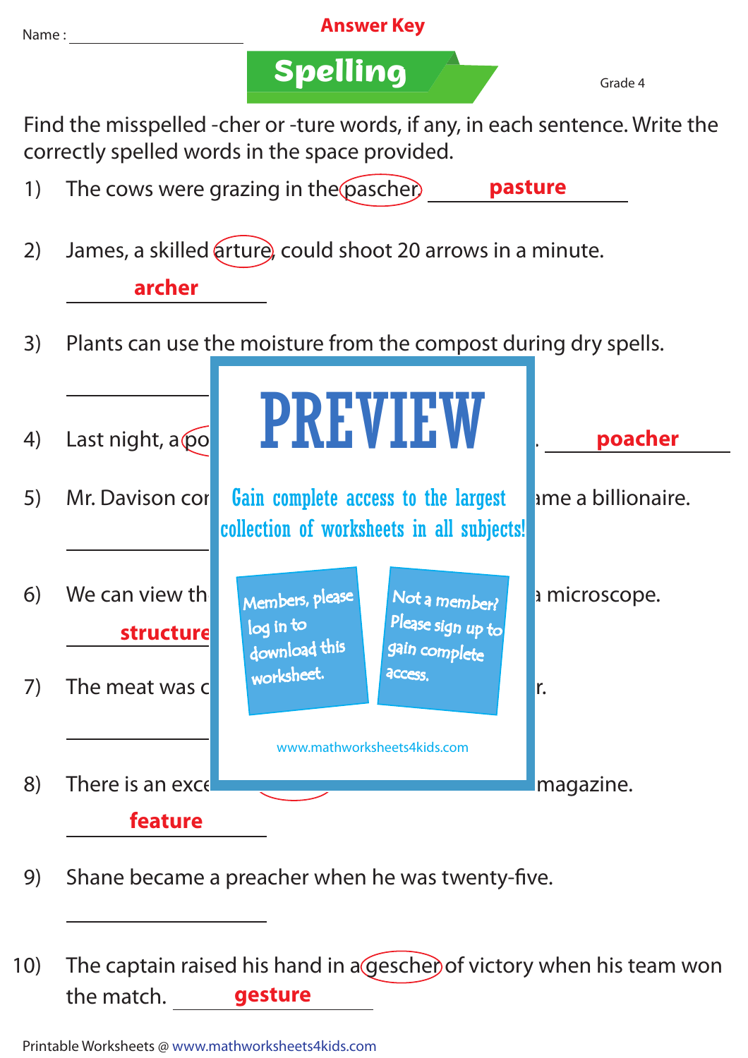Name : ____________________

**Answer Key**

# Spelling

Grade 4

Find the misspelled -cher or -ture words, if any, in each sentence. Write the correctly spelled words in the space provided.

1) The cows were grazing in the pascher. **pasture**

2) James, a skilled arture, could shoot 20 arrows in a minute.

   **archer**

3) Plants can use the moisture from the compost during dry spells.

   ____________________

4) Last night, a po . **poacher**

5) Mr. Davison cor ame a billionaire.

   ____________________

6) We can view th a microscope.

   **structure**

7) The meat was c r.

   ____________________

8) There is an exce magazine.

   **feature**

9) Shane became a preacher when he was twenty-five.

   ____________________

10) The captain raised his hand in a gescher of victory when his team won the match. **gesture**

**PREVIEW**

Gain complete access to the largest collection of worksheets in all subjects!

Members, please log in to download this worksheet.

Not a member? Please sign up to gain complete access.

www.mathworksheets4kids.com

Printable Worksheets @ www.mathworksheets4kids.com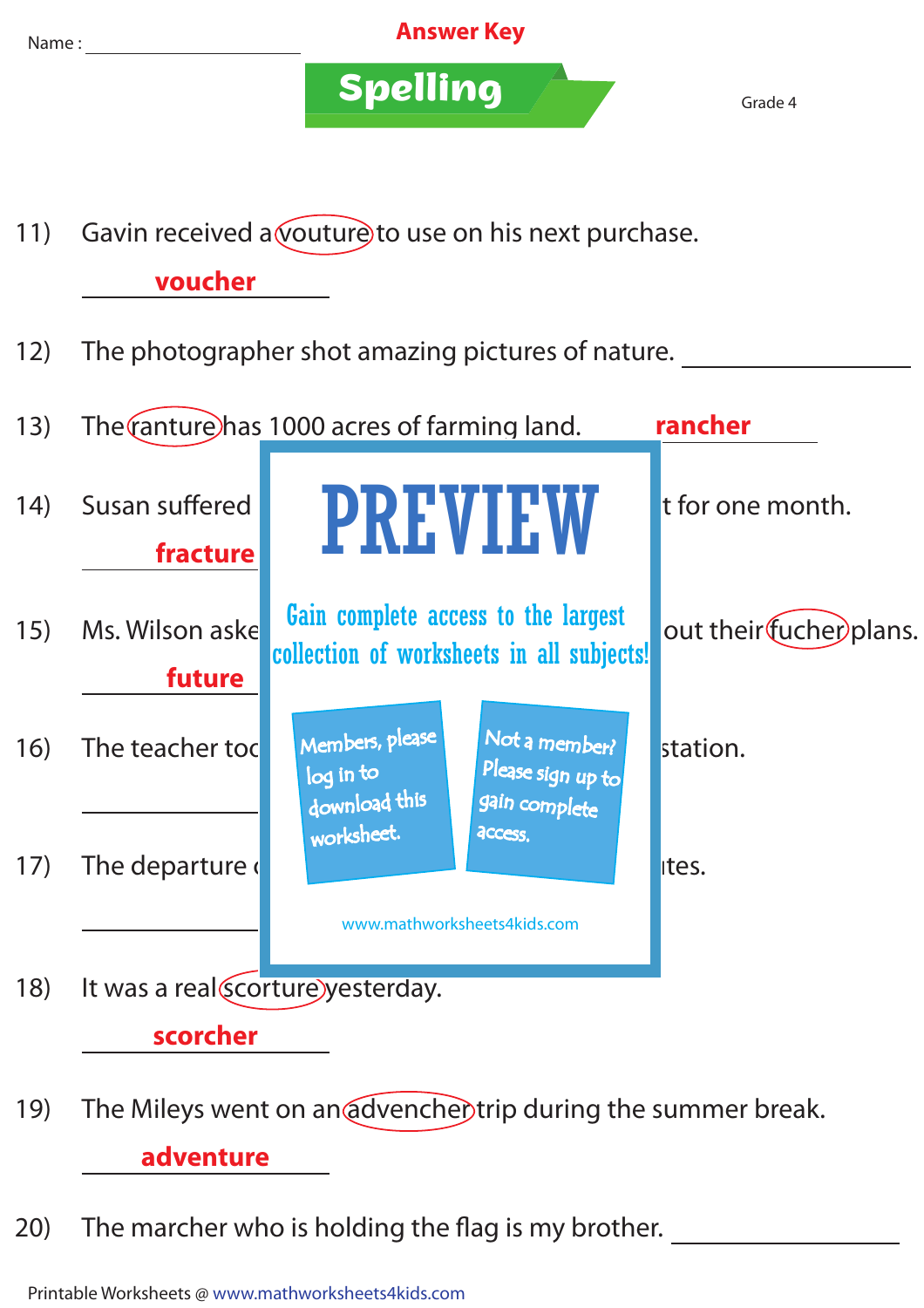Name : ____________________

**Answer Key**

# Spelling

Grade 4

11) Gavin received a voture to use on his next purchase.

**voucher**

12) The photographer shot amazing pictures of nature. ____________

13) The ranture has 1000 acres of farming land. **rancher**

14) Susan suffered t for one month.

**fracture**

15) Ms. Wilson aske out their fucher plans.

**future**

16) The teacher toc station.

____________

17) The departure ites.

____________

PREVIEW

Gain complete access to the largest collection of worksheets in all subjects!

Members, please log in to download this worksheet.

Not a member? Please sign up to gain complete access.

www.mathworksheets4kids.com

18) It was a real scorture yesterday.

**scorcher**

19) The Mileys went on an advencher trip during the summer break.

**adventure**

20) The marcher who is holding the flag is my brother. ____________

Printable Worksheets @ www.mathworksheets4kids.com